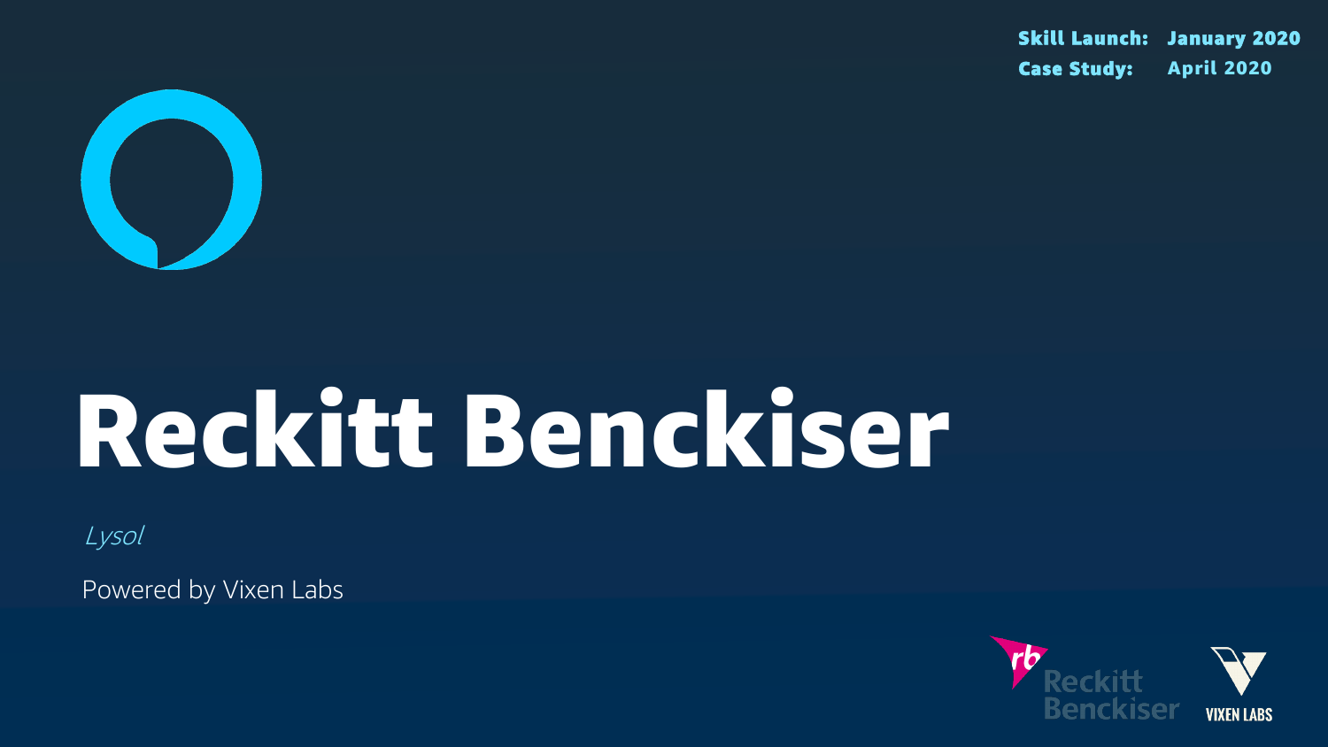**Skill Launch:** January 2020
**Case Study:** April 2020

# Reckitt Benckiser

*Lysol*

Powered by Vixen Labs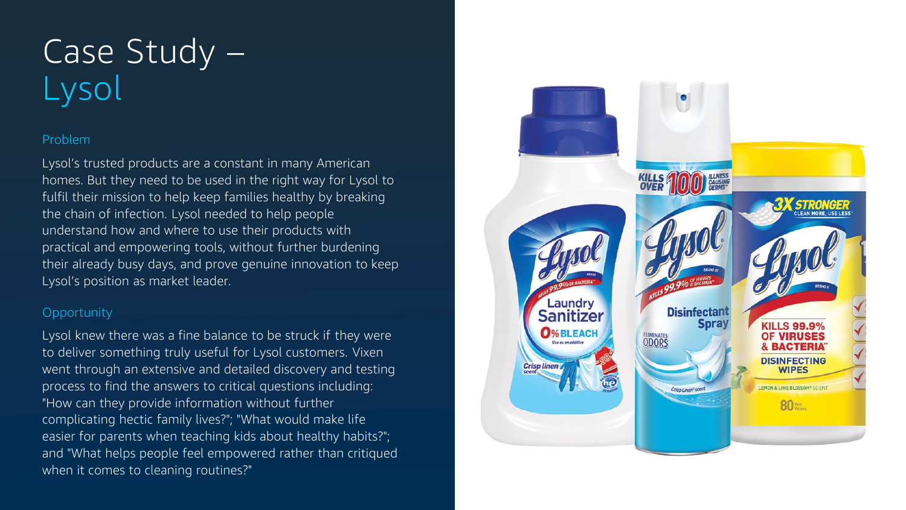# Case Study – Lysol

## Problem

Lysol's trusted products are a constant in many American homes. But they need to be used in the right way for Lysol to fulfil their mission to help keep families healthy by breaking the chain of infection. Lysol needed to help people understand how and where to use their products with practical and empowering tools, without further burdening their already busy days, and prove genuine innovation to keep Lysol's position as market leader.

## Opportunity

Lysol knew there was a fine balance to be struck if they were to deliver something truly useful for Lysol customers. Vixen went through an extensive and detailed discovery and testing process to find the answers to critical questions including: "How can they provide information without further complicating hectic family lives?"; "What would make life easier for parents when teaching kids about healthy habits?"; and "What helps people feel empowered rather than critiqued when it comes to cleaning routines?"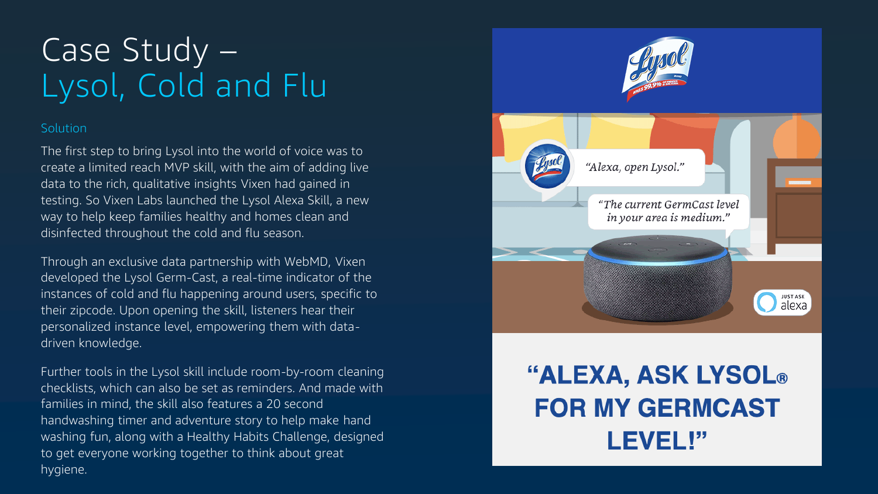# Case Study – Lysol, Cold and Flu

## Solution

The first step to bring Lysol into the world of voice was to create a limited reach MVP skill, with the aim of adding live data to the rich, qualitative insights Vixen had gained in testing. So Vixen Labs launched the Lysol Alexa Skill, a new way to help keep families healthy and homes clean and disinfected throughout the cold and flu season.

Through an exclusive data partnership with WebMD, Vixen developed the Lysol Germ-Cast, a real-time indicator of the instances of cold and flu happening around users, specific to their zipcode. Upon opening the skill, listeners hear their personalized instance level, empowering them with data-driven knowledge.

Further tools in the Lysol skill include room-by-room cleaning checklists, which can also be set as reminders. And made with families in mind, the skill also features a 20 second handwashing timer and adventure story to help make hand washing fun, along with a Healthy Habits Challenge, designed to get everyone working together to think about great hygiene.

"Alexa, open Lysol."

"The current GermCast level in your area is medium."

**"ALEXA, ASK LYSOL® FOR MY GERMCAST LEVEL!"**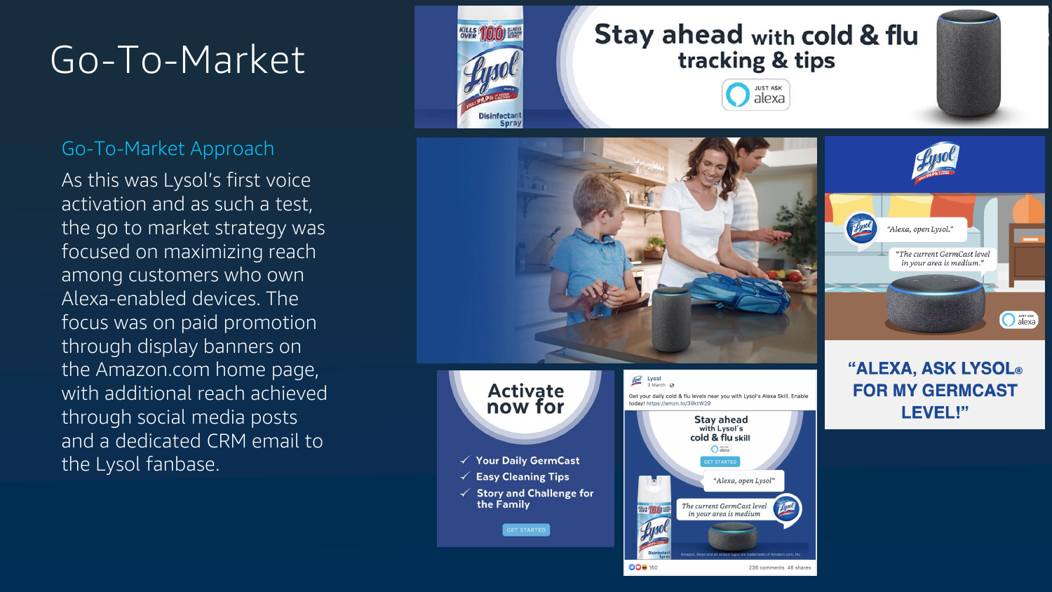# Go-To-Market

## Go-To-Market Approach

As this was Lysol's first voice activation and as such a test, the go to market strategy was focused on maximizing reach among customers who own Alexa-enabled devices. The focus was on paid promotion through display banners on the Amazon.com home page, with additional reach achieved through social media posts and a dedicated CRM email to the Lysol fanbase.

Stay ahead with cold & flu tracking & tips

JUST ASK alexa

"Alexa, open Lysol."

"The current GermCast level in your area is medium."

"ALEXA, ASK LYSOL® FOR MY GERMCAST LEVEL!"

Activate now for

- ✓ Your Daily GermCast
- ✓ Easy Cleaning Tips
- ✓ Story and Challenge for the Family

GET STARTED

Lysol
3 March

Get your daily cold & flu levels near you with Lysol's Alexa Skill. Enable today! https://amzn.to/39ktW29

Stay ahead with Lysol's cold & flu skill

GET STARTED

"Alexa, open Lysol"

The current GermCast level in your area is medium

Amazon, Alexa and all related logos are trademarks of Amazon.com, Inc.

160 — 236 comments 46 shares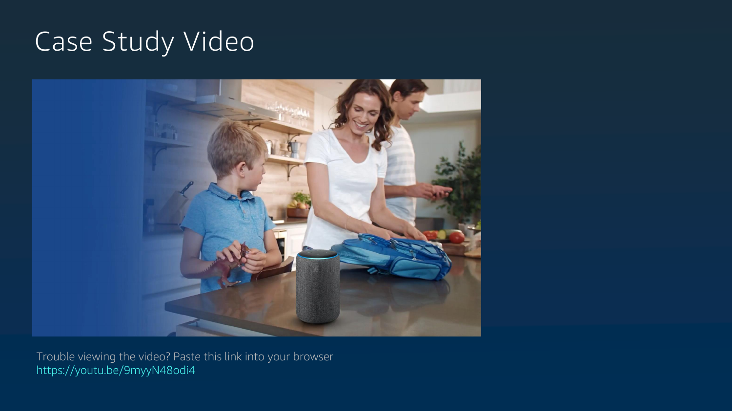# Case Study Video

Trouble viewing the video? Paste this link into your browser
https://youtu.be/9myyN48odi4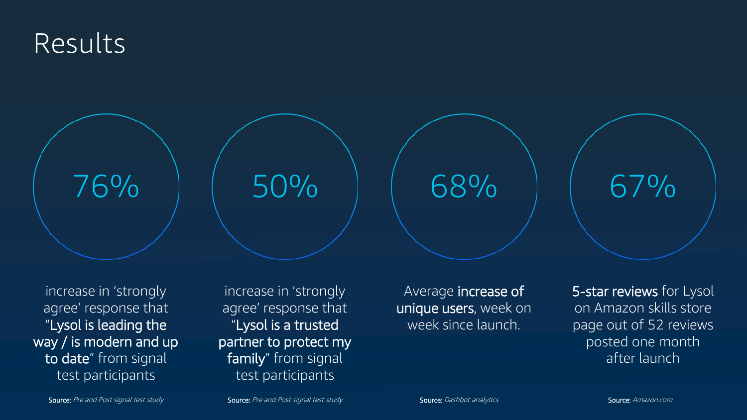# Results

**76%**

increase in 'strongly agree' response that "**Lysol is leading the way / is modern and up to date**" from signal test participants

Source: *Pre and Post signal test study*

**50%**

increase in 'strongly agree' response that "**Lysol is a trusted partner to protect my family**" from signal test participants

Source: *Pre and Post signal test study*

**68%**

Average **increase of unique users**, week on week since launch.

Source: *Dashbot analytics*

**67%**

**5-star reviews** for Lysol on Amazon skills store page out of 52 reviews posted one month after launch

Source: *Amazon.com*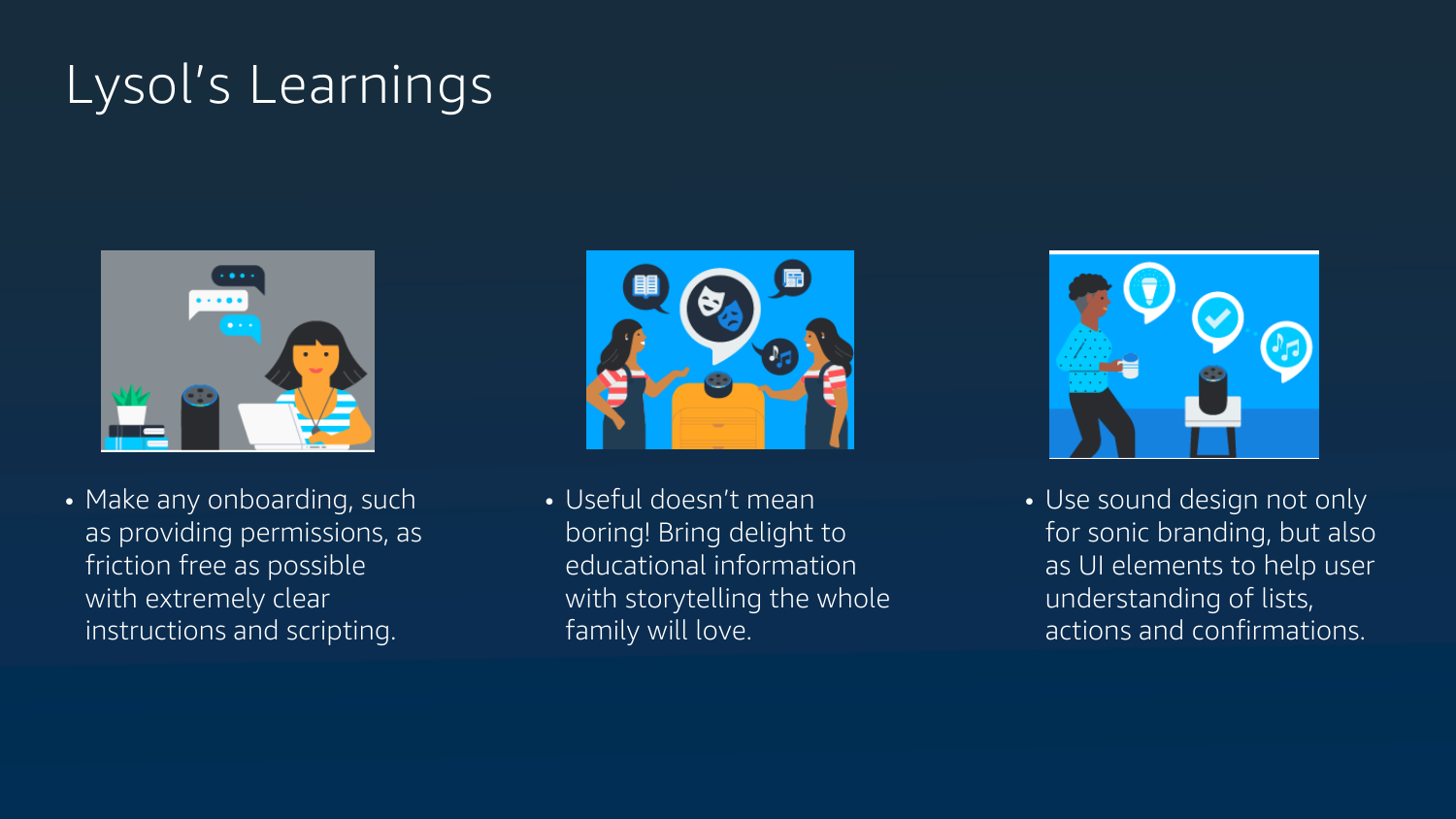# Lysol's Learnings

- Make any onboarding, such as providing permissions, as friction free as possible with extremely clear instructions and scripting.

- Useful doesn't mean boring! Bring delight to educational information with storytelling the whole family will love.

- Use sound design not only for sonic branding, but also as UI elements to help user understanding of lists, actions and confirmations.